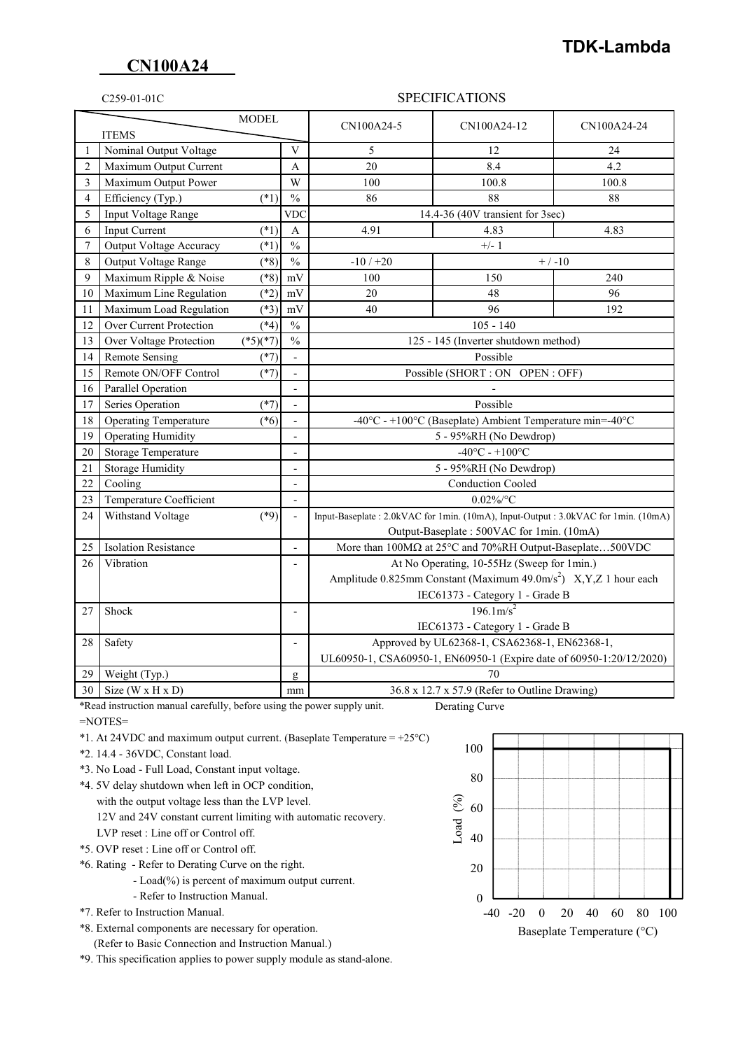**TDK-Lambda**

# CN100A24

C259-01-01C

## SPECIFICATIONS

| | ITEMS / MODEL | | CN100A24-5 | CN100A24-12 | CN100A24-24 |
|---|---|---|---|---|---|
| 1 | Nominal Output Voltage | V | 5 | 12 | 24 |
| 2 | Maximum Output Current | A | 20 | 8.4 | 4.2 |
| 3 | Maximum Output Power | W | 100 | 100.8 | 100.8 |
| 4 | Efficiency (Typ.) (*1) | % | 86 | 88 | 88 |
| 5 | Input Voltage Range | VDC | 14.4-36 (40V transient for 3sec) | | |
| 6 | Input Current (*1) | A | 4.91 | 4.83 | 4.83 |
| 7 | Output Voltage Accuracy (*1) | % | +/- 1 | | |
| 8 | Output Voltage Range (*8) | % | -10 / +20 | + / -10 | |
| 9 | Maximum Ripple & Noise (*8) | mV | 100 | 150 | 240 |
| 10 | Maximum Line Regulation (*2) | mV | 20 | 48 | 96 |
| 11 | Maximum Load Regulation (*3) | mV | 40 | 96 | 192 |
| 12 | Over Current Protection (*4) | % | 105 - 140 | | |
| 13 | Over Voltage Protection (*5)(*7) | % | 125 - 145 (Inverter shutdown method) | | |
| 14 | Remote Sensing (*7) | - | Possible | | |
| 15 | Remote ON/OFF Control (*7) | - | Possible (SHORT : ON OPEN : OFF) | | |
| 16 | Parallel Operation | - | - | | |
| 17 | Series Operation (*7) | - | Possible | | |
| 18 | Operating Temperature (*6) | - | -40°C - +100°C (Baseplate) Ambient Temperature min=-40°C | | |
| 19 | Operating Humidity | - | 5 - 95%RH (No Dewdrop) | | |
| 20 | Storage Temperature | - | -40°C - +100°C | | |
| 21 | Storage Humidity | - | 5 - 95%RH (No Dewdrop) | | |
| 22 | Cooling | - | Conduction Cooled | | |
| 23 | Temperature Coefficient | - | 0.02%/°C | | |
| 24 | Withstand Voltage (*9) | - | Input-Baseplate : 2.0kVAC for 1min. (10mA), Input-Output : 3.0kVAC for 1min. (10mA)<br>Output-Baseplate : 500VAC for 1min. (10mA) | | |
| 25 | Isolation Resistance | - | More than 100MΩ at 25°C and 70%RH Output-Baseplate…500VDC | | |
| 26 | Vibration | - | At No Operating, 10-55Hz (Sweep for 1min.)<br>Amplitude 0.825mm Constant (Maximum 49.0m/s$^2$) X,Y,Z 1 hour each<br>IEC61373 - Category 1 - Grade B | | |
| 27 | Shock | - | 196.1m/s$^2$<br>IEC61373 - Category 1 - Grade B | | |
| 28 | Safety | - | Approved by UL62368-1, CSA62368-1, EN62368-1,<br>UL60950-1, CSA60950-1, EN60950-1 (Expire date of 60950-1:20/12/2020) | | |
| 29 | Weight (Typ.) | g | 70 | | |
| 30 | Size (W x H x D) | mm | 36.8 x 12.7 x 57.9 (Refer to Outline Drawing) | | |

*Read instruction manual carefully, before using the power supply unit.

=NOTES=

*1. At 24VDC and maximum output current. (Baseplate Temperature = +25°C)

*2. 14.4 - 36VDC, Constant load.

*3. No Load - Full Load, Constant input voltage.

*4. 5V delay shutdown when left in OCP condition, with the output voltage less than the LVP level.
12V and 24V constant current limiting with automatic recovery.
LVP reset : Line off or Control off.

*5. OVP reset : Line off or Control off.

*6. Rating - Refer to Derating Curve on the right.
- Load(%) is percent of maximum output current.
- Refer to Instruction Manual.

*7. Refer to Instruction Manual.

*8. External components are necessary for operation.
(Refer to Basic Connection and Instruction Manual.)

*9. This specification applies to power supply module as stand-alone.

Derating Curve

(Load (%) vs. Baseplate Temperature (°C): 100% load from -40°C to 100°C)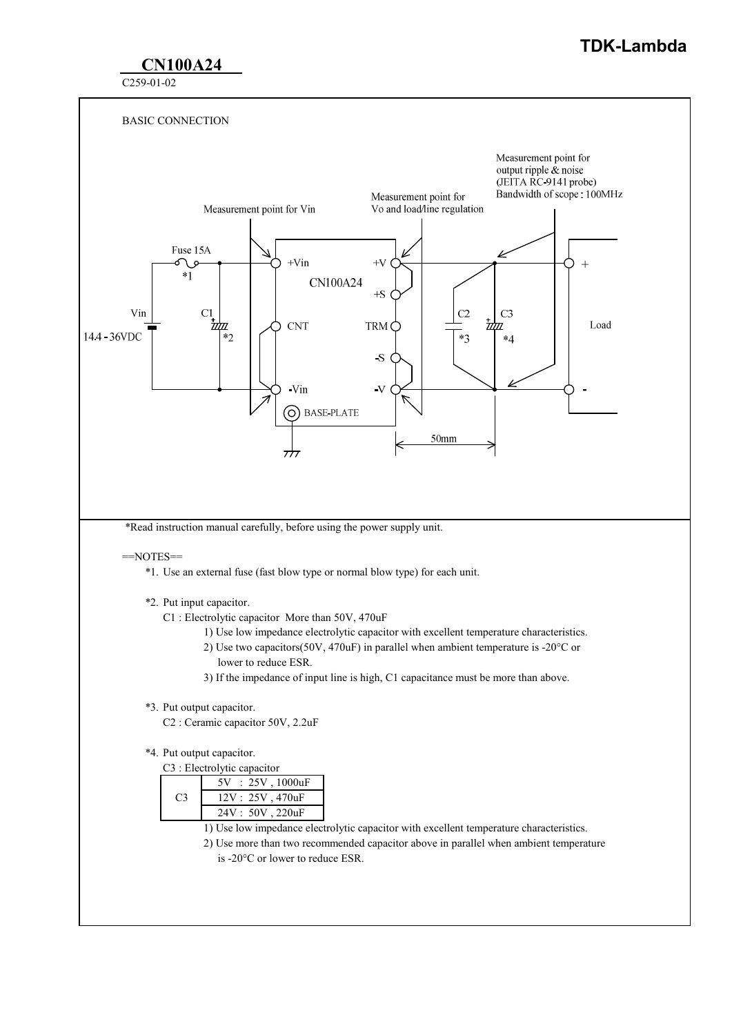# CN100A24

C259-01-02

BASIC CONNECTION

Measurement point for Vin

Measurement point for Vo and load/line regulation

Measurement point for output ripple & noise (JEITA RC-9141 probe) Bandwidth of scope : 100MHz

Fuse 15A

*1

Vin

14.4 - 36VDC

C1

*2

+Vin

CNT

-Vin

CN100A24

+V

+S

TRM

-S

-V

BASE-PLATE

C2

*3

C3

*4

50mm

\+

\-

Load

*Read instruction manual carefully, before using the power supply unit.

==NOTES==

*1. Use an external fuse (fast blow type or normal blow type) for each unit.

*2. Put input capacitor.

C1 : Electrolytic capacitor More than 50V, 470uF

1) Use low impedance electrolytic capacitor with excellent temperature characteristics.
2) Use two capacitors(50V, 470uF) in parallel when ambient temperature is -20°C or lower to reduce ESR.
3) If the impedance of input line is high, C1 capacitance must be more than above.

*3. Put output capacitor.

C2 : Ceramic capacitor 50V, 2.2uF

*4. Put output capacitor.

C3 : Electrolytic capacitor

| | |
|---|---|
| C3 | 5V : 25V , 1000uF |
| | 12V : 25V , 470uF |
| | 24V : 50V , 220uF |

1) Use low impedance electrolytic capacitor with excellent temperature characteristics.
2) Use more than two recommended capacitor above in parallel when ambient temperature is -20°C or lower to reduce ESR.